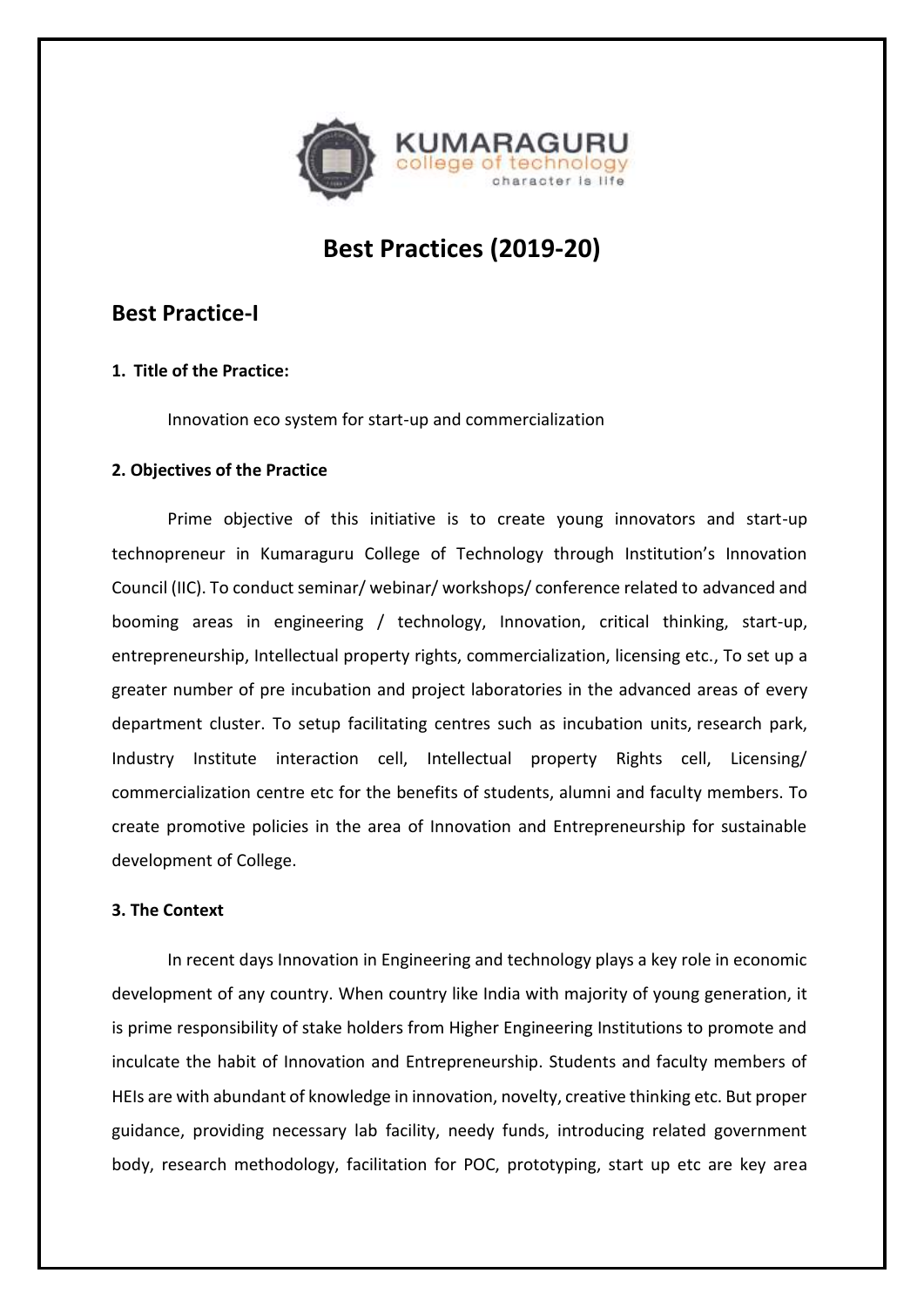KUMARAGURU
college of technology
character is life

# Best Practices (2019-20)

## Best Practice-I

**1. Title of the Practice:**

Innovation eco system for start-up and commercialization

**2. Objectives of the Practice**

Prime objective of this initiative is to create young innovators and start-up technopreneur in Kumaraguru College of Technology through Institution's Innovation Council (IIC). To conduct seminar/ webinar/ workshops/ conference related to advanced and booming areas in engineering / technology, Innovation, critical thinking, start-up, entrepreneurship, Intellectual property rights, commercialization, licensing etc., To set up a greater number of pre incubation and project laboratories in the advanced areas of every department cluster. To setup facilitating centres such as incubation units, research park, Industry Institute interaction cell, Intellectual property Rights cell, Licensing/ commercialization centre etc for the benefits of students, alumni and faculty members. To create promotive policies in the area of Innovation and Entrepreneurship for sustainable development of College.

**3. The Context**

In recent days Innovation in Engineering and technology plays a key role in economic development of any country. When country like India with majority of young generation, it is prime responsibility of stake holders from Higher Engineering Institutions to promote and inculcate the habit of Innovation and Entrepreneurship. Students and faculty members of HEIs are with abundant of knowledge in innovation, novelty, creative thinking etc. But proper guidance, providing necessary lab facility, needy funds, introducing related government body, research methodology, facilitation for POC, prototyping, start up etc are key area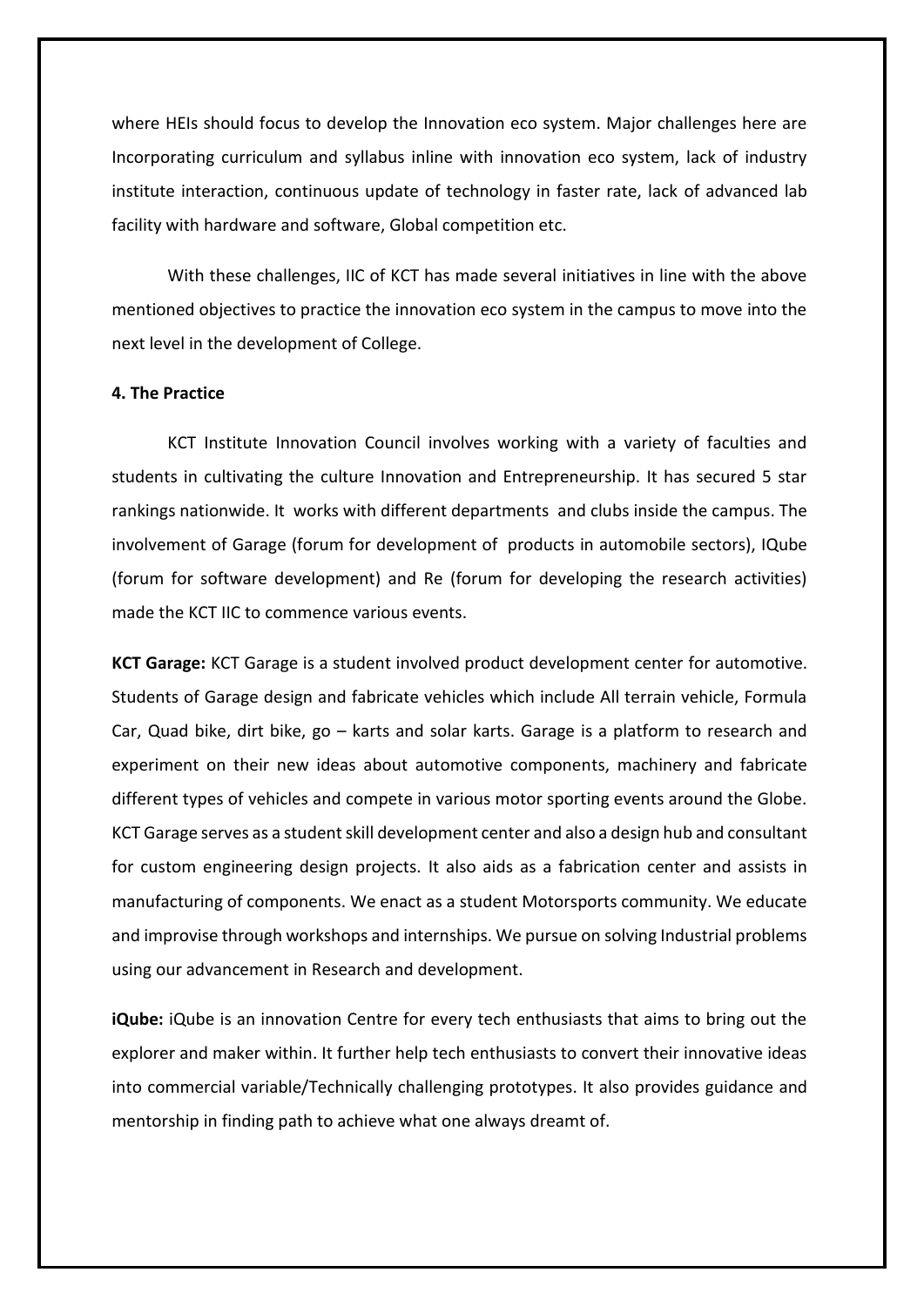where HEIs should focus to develop the Innovation eco system. Major challenges here are Incorporating curriculum and syllabus inline with innovation eco system, lack of industry institute interaction, continuous update of technology in faster rate, lack of advanced lab facility with hardware and software, Global competition etc.

With these challenges, IIC of KCT has made several initiatives in line with the above mentioned objectives to practice the innovation eco system in the campus to move into the next level in the development of College.

**4. The Practice**

KCT Institute Innovation Council involves working with a variety of faculties and students in cultivating the culture Innovation and Entrepreneurship. It has secured 5 star rankings nationwide. It works with different departments and clubs inside the campus. The involvement of Garage (forum for development of products in automobile sectors), IQube (forum for software development) and Re (forum for developing the research activities) made the KCT IIC to commence various events.

**KCT Garage:** KCT Garage is a student involved product development center for automotive. Students of Garage design and fabricate vehicles which include All terrain vehicle, Formula Car, Quad bike, dirt bike, go – karts and solar karts. Garage is a platform to research and experiment on their new ideas about automotive components, machinery and fabricate different types of vehicles and compete in various motor sporting events around the Globe. KCT Garage serves as a student skill development center and also a design hub and consultant for custom engineering design projects. It also aids as a fabrication center and assists in manufacturing of components. We enact as a student Motorsports community. We educate and improvise through workshops and internships. We pursue on solving Industrial problems using our advancement in Research and development.

**iQube:** iQube is an innovation Centre for every tech enthusiasts that aims to bring out the explorer and maker within. It further help tech enthusiasts to convert their innovative ideas into commercial variable/Technically challenging prototypes. It also provides guidance and mentorship in finding path to achieve what one always dreamt of.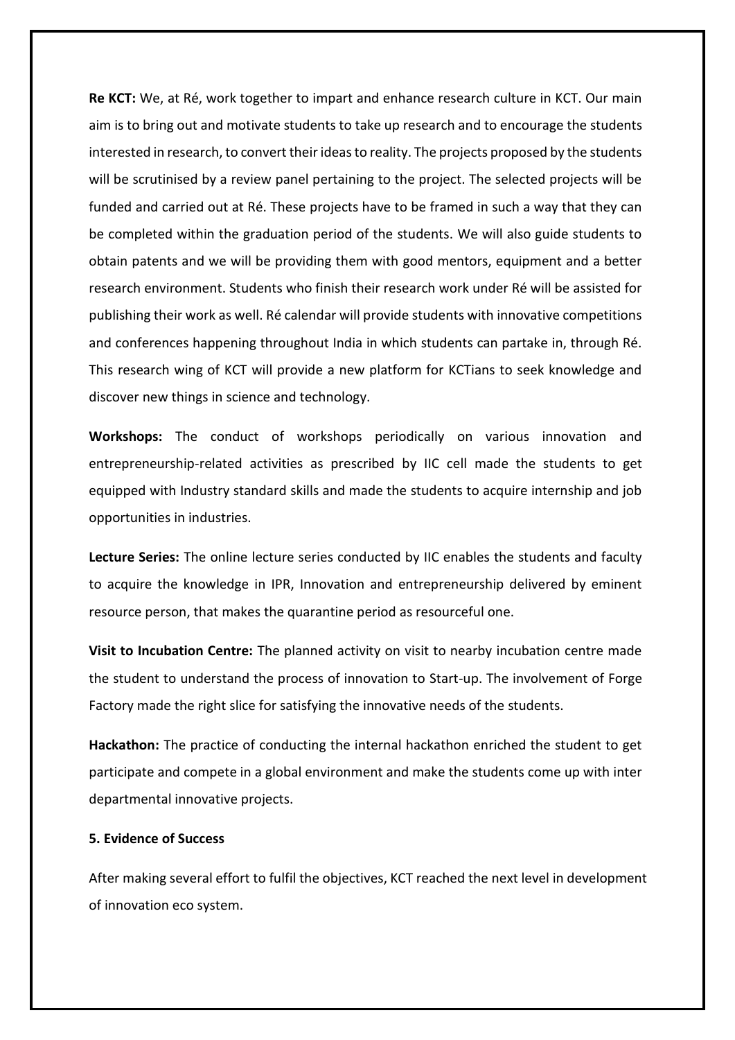**Re KCT:** We, at Ré, work together to impart and enhance research culture in KCT. Our main aim is to bring out and motivate students to take up research and to encourage the students interested in research, to convert their ideas to reality. The projects proposed by the students will be scrutinised by a review panel pertaining to the project. The selected projects will be funded and carried out at Ré. These projects have to be framed in such a way that they can be completed within the graduation period of the students. We will also guide students to obtain patents and we will be providing them with good mentors, equipment and a better research environment. Students who finish their research work under Ré will be assisted for publishing their work as well. Ré calendar will provide students with innovative competitions and conferences happening throughout India in which students can partake in, through Ré. This research wing of KCT will provide a new platform for KCTians to seek knowledge and discover new things in science and technology.

**Workshops:** The conduct of workshops periodically on various innovation and entrepreneurship-related activities as prescribed by IIC cell made the students to get equipped with Industry standard skills and made the students to acquire internship and job opportunities in industries.

**Lecture Series:** The online lecture series conducted by IIC enables the students and faculty to acquire the knowledge in IPR, Innovation and entrepreneurship delivered by eminent resource person, that makes the quarantine period as resourceful one.

**Visit to Incubation Centre:** The planned activity on visit to nearby incubation centre made the student to understand the process of innovation to Start-up. The involvement of Forge Factory made the right slice for satisfying the innovative needs of the students.

**Hackathon:** The practice of conducting the internal hackathon enriched the student to get participate and compete in a global environment and make the students come up with inter departmental innovative projects.

**5. Evidence of Success**

After making several effort to fulfil the objectives, KCT reached the next level in development of innovation eco system.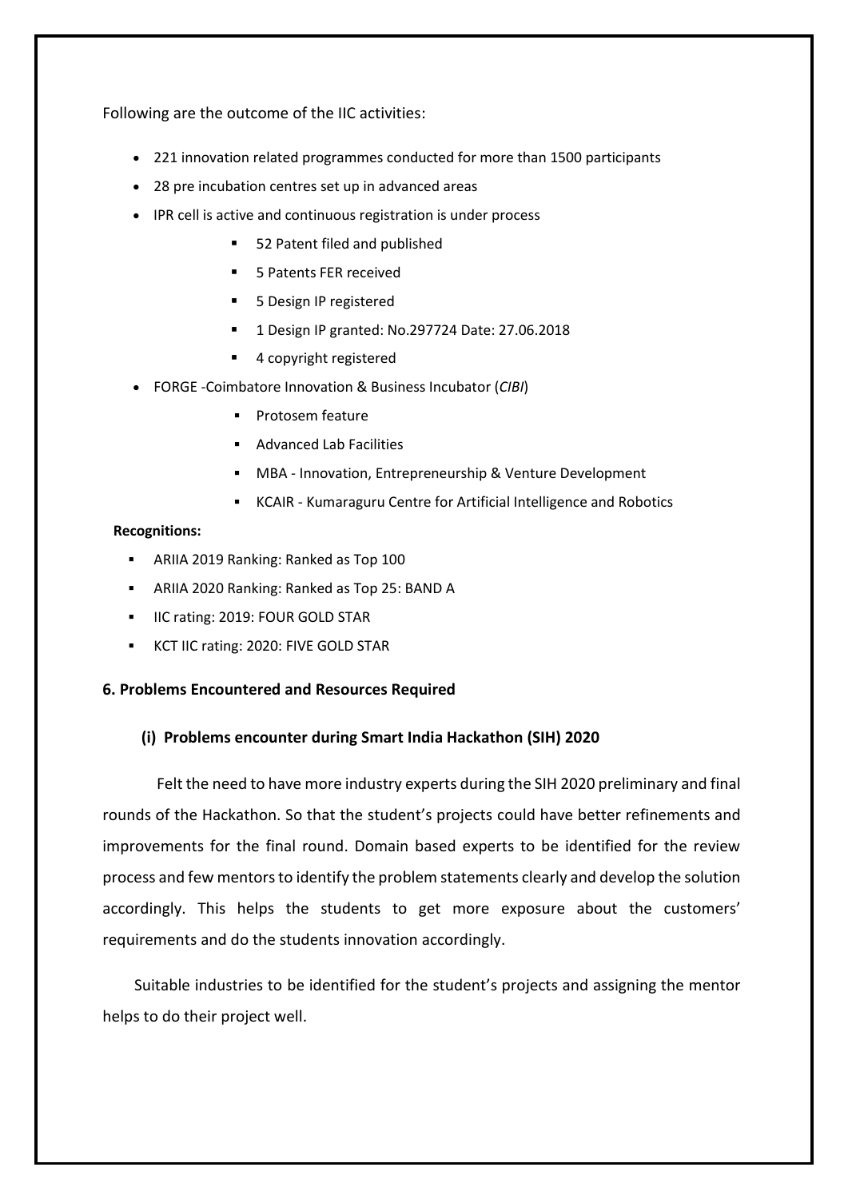Following are the outcome of the IIC activities:

- 221 innovation related programmes conducted for more than 1500 participants
- 28 pre incubation centres set up in advanced areas
- IPR cell is active and continuous registration is under process
    - 52 Patent filed and published
    - 5 Patents FER received
    - 5 Design IP registered
    - 1 Design IP granted: No.297724 Date: 27.06.2018
    - 4 copyright registered
- FORGE -Coimbatore Innovation & Business Incubator (*CIBI*)
    - Protosem feature
    - Advanced Lab Facilities
    - MBA - Innovation, Entrepreneurship & Venture Development
    - KCAIR - Kumaraguru Centre for Artificial Intelligence and Robotics

**Recognitions:**

- ARIIA 2019 Ranking: Ranked as Top 100
- ARIIA 2020 Ranking: Ranked as Top 25: BAND A
- IIC rating: 2019: FOUR GOLD STAR
- KCT IIC rating: 2020: FIVE GOLD STAR

## 6. Problems Encountered and Resources Required

### (i) Problems encounter during Smart India Hackathon (SIH) 2020

Felt the need to have more industry experts during the SIH 2020 preliminary and final rounds of the Hackathon. So that the student's projects could have better refinements and improvements for the final round. Domain based experts to be identified for the review process and few mentors to identify the problem statements clearly and develop the solution accordingly. This helps the students to get more exposure about the customers' requirements and do the students innovation accordingly.

Suitable industries to be identified for the student's projects and assigning the mentor helps to do their project well.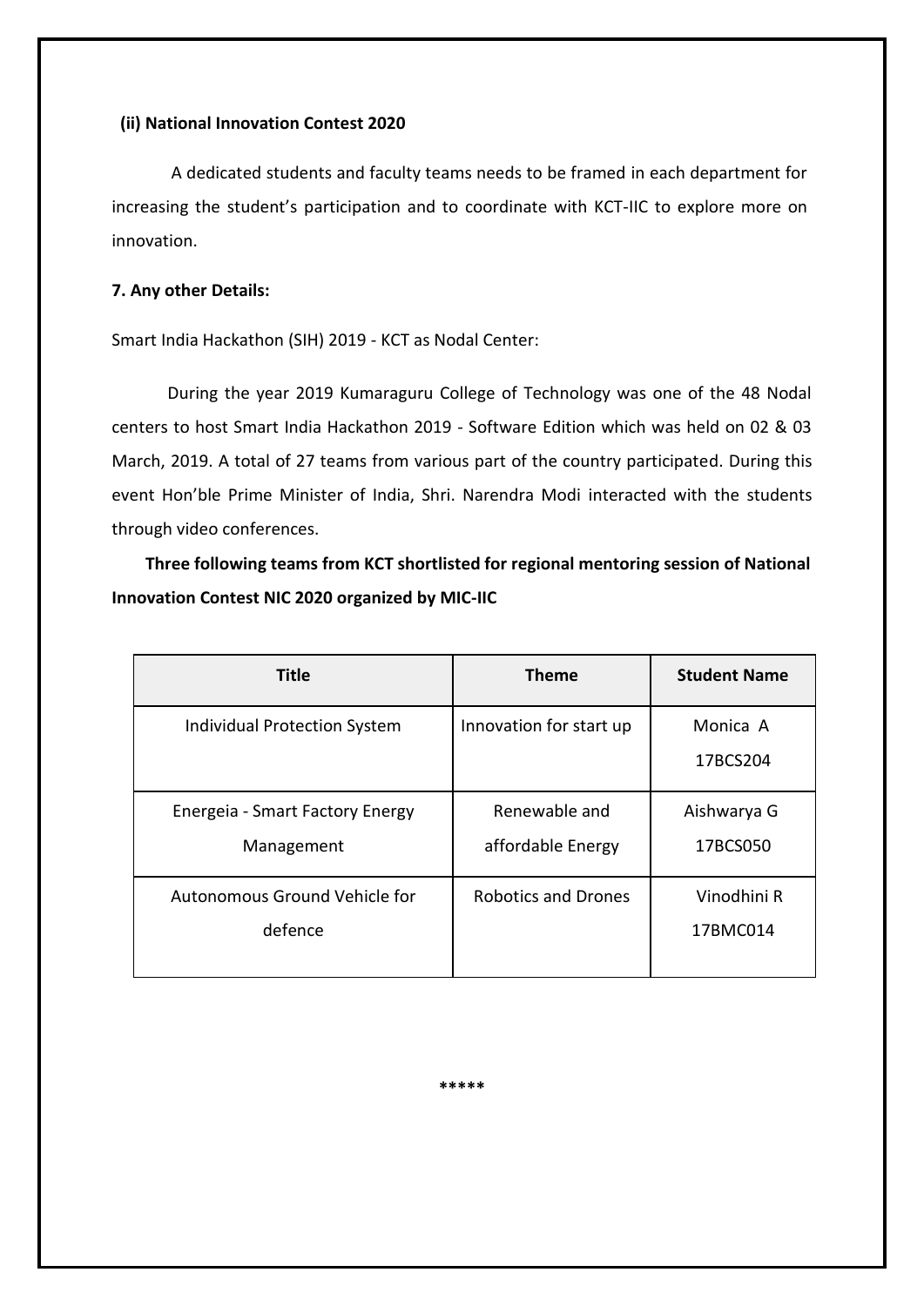**(ii) National Innovation Contest 2020**

A dedicated students and faculty teams needs to be framed in each department for increasing the student's participation and to coordinate with KCT-IIC to explore more on innovation.

**7. Any other Details:**

Smart India Hackathon (SIH) 2019 - KCT as Nodal Center:

During the year 2019 Kumaraguru College of Technology was one of the 48 Nodal centers to host Smart India Hackathon 2019 - Software Edition which was held on 02 & 03 March, 2019. A total of 27 teams from various part of the country participated. During this event Hon'ble Prime Minister of India, Shri. Narendra Modi interacted with the students through video conferences.

**Three following teams from KCT shortlisted for regional mentoring session of National Innovation Contest NIC 2020 organized by MIC-IIC**

| Title | Theme | Student Name |
|---|---|---|
| Individual Protection System | Innovation for start up | Monica A 17BCS204 |
| Energeia - Smart Factory Energy Management | Renewable and affordable Energy | Aishwarya G 17BCS050 |
| Autonomous Ground Vehicle for defence | Robotics and Drones | Vinodhini R 17BMC014 |

*****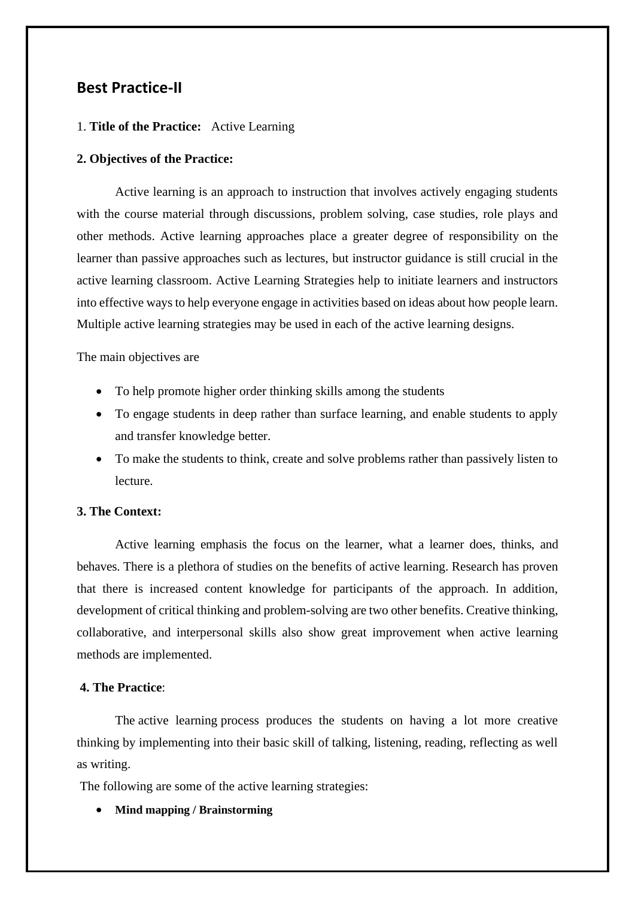## Best Practice-II

1. **Title of the Practice:** Active Learning

**2. Objectives of the Practice:**

Active learning is an approach to instruction that involves actively engaging students with the course material through discussions, problem solving, case studies, role plays and other methods. Active learning approaches place a greater degree of responsibility on the learner than passive approaches such as lectures, but instructor guidance is still crucial in the active learning classroom. Active Learning Strategies help to initiate learners and instructors into effective ways to help everyone engage in activities based on ideas about how people learn. Multiple active learning strategies may be used in each of the active learning designs.

The main objectives are

- To help promote higher order thinking skills among the students
- To engage students in deep rather than surface learning, and enable students to apply and transfer knowledge better.
- To make the students to think, create and solve problems rather than passively listen to lecture.

**3. The Context:**

Active learning emphasis the focus on the learner, what a learner does, thinks, and behaves. There is a plethora of studies on the benefits of active learning. Research has proven that there is increased content knowledge for participants of the approach. In addition, development of critical thinking and problem-solving are two other benefits. Creative thinking, collaborative, and interpersonal skills also show great improvement when active learning methods are implemented.

**4. The Practice**:

The active learning process produces the students on having a lot more creative thinking by implementing into their basic skill of talking, listening, reading, reflecting as well as writing.

The following are some of the active learning strategies:

- **Mind mapping / Brainstorming**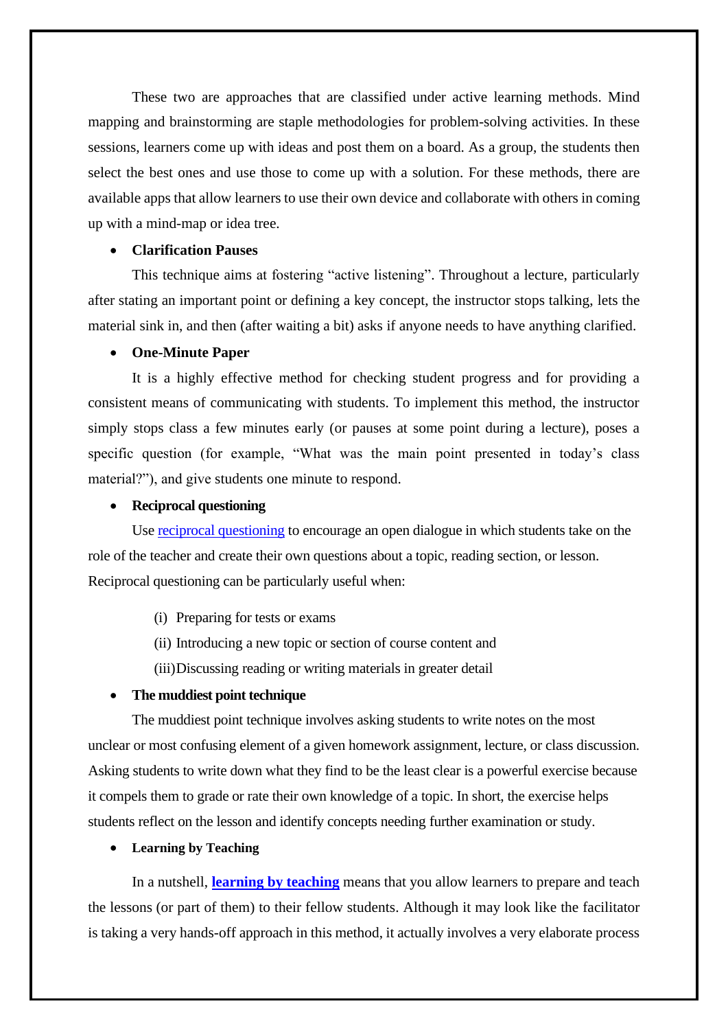These two are approaches that are classified under active learning methods. Mind mapping and brainstorming are staple methodologies for problem-solving activities. In these sessions, learners come up with ideas and post them on a board. As a group, the students then select the best ones and use those to come up with a solution. For these methods, there are available apps that allow learners to use their own device and collaborate with others in coming up with a mind-map or idea tree.

- **Clarification Pauses**

This technique aims at fostering "active listening". Throughout a lecture, particularly after stating an important point or defining a key concept, the instructor stops talking, lets the material sink in, and then (after waiting a bit) asks if anyone needs to have anything clarified.

- **One-Minute Paper**

It is a highly effective method for checking student progress and for providing a consistent means of communicating with students. To implement this method, the instructor simply stops class a few minutes early (or pauses at some point during a lecture), poses a specific question (for example, "What was the main point presented in today's class material?"), and give students one minute to respond.

- **Reciprocal questioning**

Use reciprocal questioning to encourage an open dialogue in which students take on the role of the teacher and create their own questions about a topic, reading section, or lesson. Reciprocal questioning can be particularly useful when:

(i) Preparing for tests or exams

(ii) Introducing a new topic or section of course content and

(iii) Discussing reading or writing materials in greater detail

- **The muddiest point technique**

The muddiest point technique involves asking students to write notes on the most unclear or most confusing element of a given homework assignment, lecture, or class discussion. Asking students to write down what they find to be the least clear is a powerful exercise because it compels them to grade or rate their own knowledge of a topic. In short, the exercise helps students reflect on the lesson and identify concepts needing further examination or study.

- **Learning by Teaching**

In a nutshell, **learning by teaching** means that you allow learners to prepare and teach the lessons (or part of them) to their fellow students. Although it may look like the facilitator is taking a very hands-off approach in this method, it actually involves a very elaborate process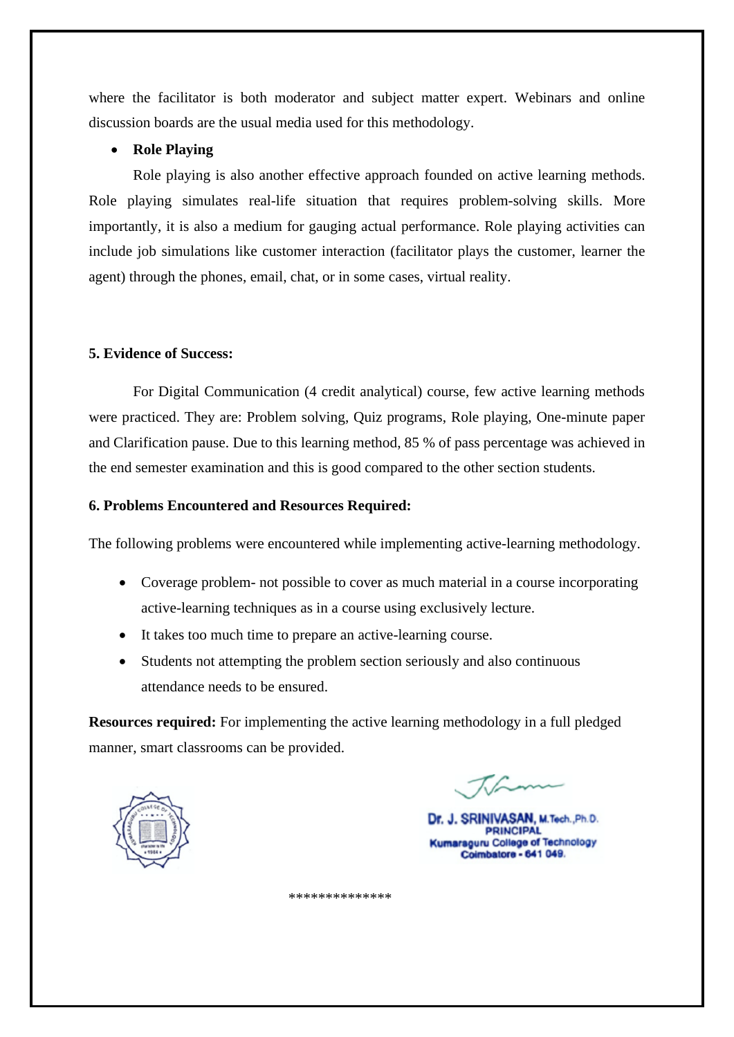where the facilitator is both moderator and subject matter expert. Webinars and online discussion boards are the usual media used for this methodology.

- **Role Playing**

Role playing is also another effective approach founded on active learning methods. Role playing simulates real-life situation that requires problem-solving skills. More importantly, it is also a medium for gauging actual performance. Role playing activities can include job simulations like customer interaction (facilitator plays the customer, learner the agent) through the phones, email, chat, or in some cases, virtual reality.

**5. Evidence of Success:**

For Digital Communication (4 credit analytical) course, few active learning methods were practiced. They are: Problem solving, Quiz programs, Role playing, One-minute paper and Clarification pause. Due to this learning method, 85 % of pass percentage was achieved in the end semester examination and this is good compared to the other section students.

**6. Problems Encountered and Resources Required:**

The following problems were encountered while implementing active-learning methodology.

- Coverage problem- not possible to cover as much material in a course incorporating active-learning techniques as in a course using exclusively lecture.
- It takes too much time to prepare an active-learning course.
- Students not attempting the problem section seriously and also continuous attendance needs to be ensured.

**Resources required:** For implementing the active learning methodology in a full pledged manner, smart classrooms can be provided.

Dr. J. SRINIVASAN, M.Tech.,Ph.D.
PRINCIPAL
Kumaraguru College of Technology
Coimbatore - 641 049.

**************